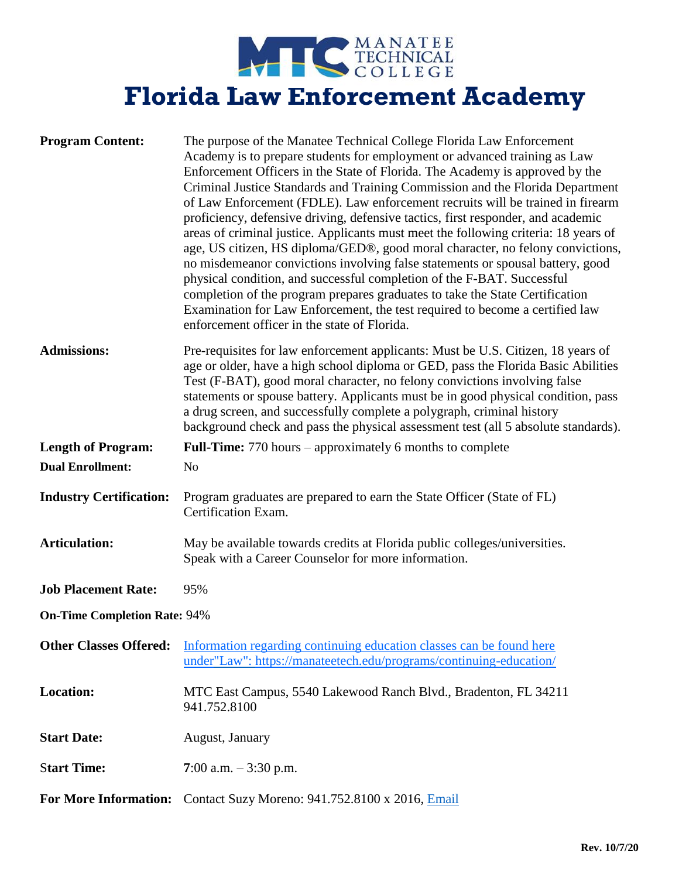MANATEE TECHNICAL COLLEGE

# Florida Law Enforcement Academy

**Program Content:** The purpose of the Manatee Technical College Florida Law Enforcement Academy is to prepare students for employment or advanced training as Law Enforcement Officers in the State of Florida. The Academy is approved by the Criminal Justice Standards and Training Commission and the Florida Department of Law Enforcement (FDLE). Law enforcement recruits will be trained in firearm proficiency, defensive driving, defensive tactics, first responder, and academic areas of criminal justice. Applicants must meet the following criteria: 18 years of age, US citizen, HS diploma/GED®, good moral character, no felony convictions, no misdemeanor convictions involving false statements or spousal battery, good physical condition, and successful completion of the F-BAT. Successful completion of the program prepares graduates to take the State Certification Examination for Law Enforcement, the test required to become a certified law enforcement officer in the state of Florida.

**Admissions:** Pre-requisites for law enforcement applicants: Must be U.S. Citizen, 18 years of age or older, have a high school diploma or GED, pass the Florida Basic Abilities Test (F-BAT), good moral character, no felony convictions involving false statements or spouse battery. Applicants must be in good physical condition, pass a drug screen, and successfully complete a polygraph, criminal history background check and pass the physical assessment test (all 5 absolute standards).

**Length of Program:** **Full-Time:** 770 hours – approximately 6 months to complete

**Dual Enrollment:** No

**Industry Certification:** Program graduates are prepared to earn the State Officer (State of FL) Certification Exam.

**Articulation:** May be available towards credits at Florida public colleges/universities. Speak with a Career Counselor for more information.

**Job Placement Rate:** 95%

**On-Time Completion Rate:** 94%

**Other Classes Offered:** [Information regarding continuing education classes can be found here under"Law": https://manateetech.edu/programs/continuing-education/](https://manateetech.edu/programs/continuing-education/)

**Location:** MTC East Campus, 5540 Lakewood Ranch Blvd., Bradenton, FL 34211 941.752.8100

**Start Date:** August, January

**Start Time:** 7:00 a.m. – 3:30 p.m.

**For More Information:** Contact Suzy Moreno: 941.752.8100 x 2016, Email

Rev. 10/7/20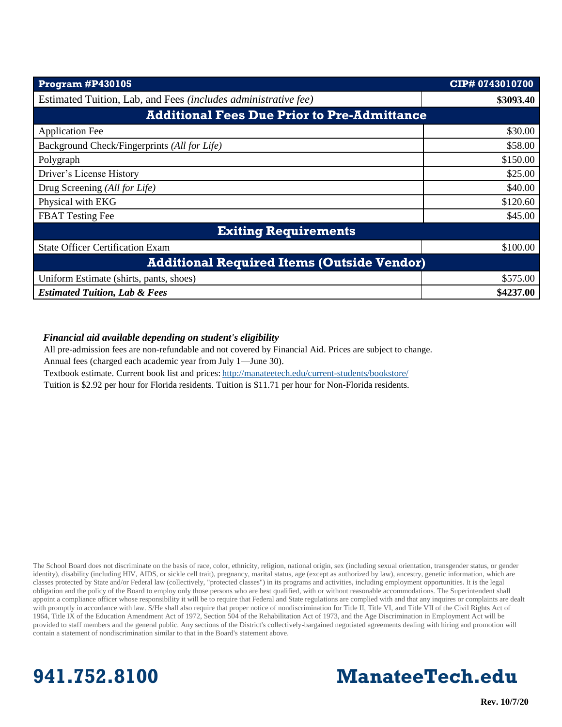| Program #P430105 | CIP# 0743010700 |
| --- | --- |
| Estimated Tuition, Lab, and Fees *(includes administrative fee)* | **$3093.40** |
| **Additional Fees Due Prior to Pre-Admittance** | |
| Application Fee | $30.00 |
| Background Check/Fingerprints *(All for Life)* | $58.00 |
| Polygraph | $150.00 |
| Driver's License History | $25.00 |
| Drug Screening *(All for Life)* | $40.00 |
| Physical with EKG | $120.60 |
| FBAT Testing Fee | $45.00 |
| **Exiting Requirements** | |
| State Officer Certification Exam | $100.00 |
| **Additional Required Items (Outside Vendor)** | |
| Uniform Estimate (shirts, pants, shoes) | $575.00 |
| ***Estimated Tuition, Lab & Fees*** | **$4237.00** |

***Financial aid available depending on student's eligibility***

All pre-admission fees are non-refundable and not covered by Financial Aid. Prices are subject to change.

Annual fees (charged each academic year from July 1—June 30).

Textbook estimate. Current book list and prices: http://manateetech.edu/current-students/bookstore/

Tuition is $2.92 per hour for Florida residents. Tuition is $11.71 per hour for Non-Florida residents.

The School Board does not discriminate on the basis of race, color, ethnicity, religion, national origin, sex (including sexual orientation, transgender status, or gender identity), disability (including HIV, AIDS, or sickle cell trait), pregnancy, marital status, age (except as authorized by law), ancestry, genetic information, which are classes protected by State and/or Federal law (collectively, "protected classes") in its programs and activities, including employment opportunities. It is the legal obligation and the policy of the Board to employ only those persons who are best qualified, with or without reasonable accommodations. The Superintendent shall appoint a compliance officer whose responsibility it will be to require that Federal and State regulations are complied with and that any inquires or complaints are dealt with promptly in accordance with law. S/He shall also require that proper notice of nondiscrimination for Title II, Title VI, and Title VII of the Civil Rights Act of 1964, Title IX of the Education Amendment Act of 1972, Section 504 of the Rehabilitation Act of 1973, and the Age Discrimination in Employment Act will be provided to staff members and the general public. Any sections of the District's collectively-bargained negotiated agreements dealing with hiring and promotion will contain a statement of nondiscrimination similar to that in the Board's statement above.

**941.752.8100** **ManateeTech.edu**

**Rev. 10/7/20**